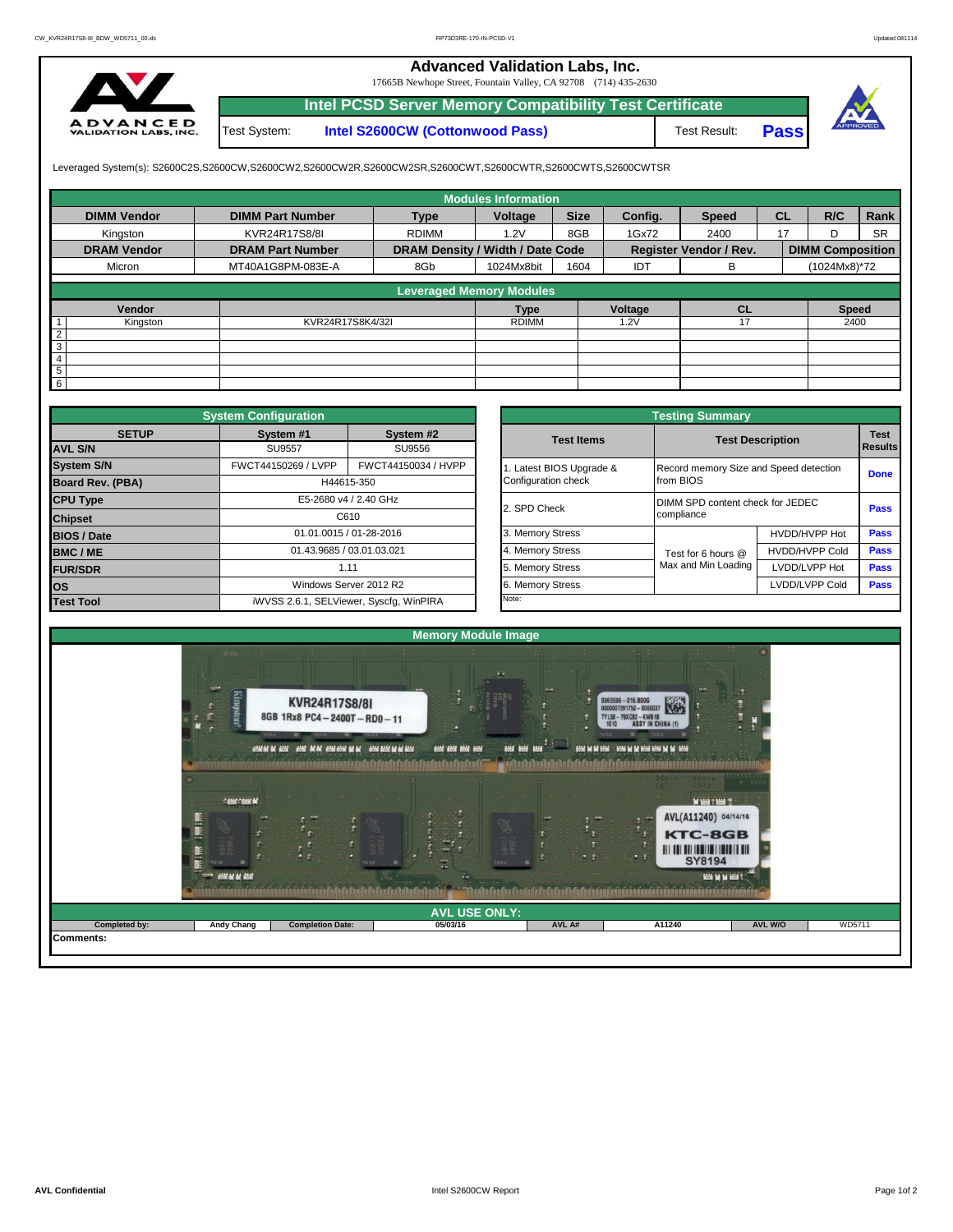# Advanced Validation Labs, Inc.

17665B Newhope Street, Fountain Valley, CA 92708 (714) 435-2630

## Intel PCSD Server Memory Compatibility Test Certificate

| Test System: | Intel S2600CW (Cottonwood Pass) | Test Result: | Pass |
|---|---|---|---|

Leveraged System(s): S2600C2S,S2600CW,S2600CW2,S2600CW2R,S2600CW2SR,S2600CWT,S2600CWTR,S2600CWTS,S2600CWTSR

### Modules Information

| DIMM Vendor | DIMM Part Number | Type | Voltage | Size | Config. | Speed | CL | R/C | Rank |
|---|---|---|---|---|---|---|---|---|---|
| Kingston | KVR24R17S8/8I | RDIMM | 1.2V | 8GB | 1Gx72 | 2400 | 17 | D | SR |
| **DRAM Vendor** | **DRAM Part Number** | **DRAM Density / Width / Date Code** | | | **Register Vendor / Rev.** | | **DIMM Composition** | | |
| Micron | MT40A1G8PM-083E-A | 8Gb | 1024Mx8bit | 1604 | IDT | B | (1024Mx8)*72 | | |

### Leveraged Memory Modules

| | Vendor | | Type | Voltage | CL | Speed |
|---|---|---|---|---|---|---|
| 1 | Kingston | KVR24R17S8K4/32I | RDIMM | 1.2V | 17 | 2400 |
| 2 | | | | | | |
| 3 | | | | | | |
| 4 | | | | | | |
| 5 | | | | | | |
| 6 | | | | | | |

### System Configuration

| SETUP | System #1 | System #2 |
|---|---|---|
| AVL S/N | SU9557 | SU9556 |
| System S/N | FWCT44150269 / LVPP | FWCT44150034 / HVPP |
| Board Rev. (PBA) | H44615-350 | |
| CPU Type | E5-2680 v4 / 2.40 GHz | |
| Chipset | C610 | |
| BIOS / Date | 01.01.0015 / 01-28-2016 | |
| BMC / ME | 01.43.9685 / 03.01.03.021 | |
| FUR/SDR | 1.11 | |
| OS | Windows Server 2012 R2 | |
| Test Tool | iWVSS 2.6.1, SELViewer, Syscfg, WinPIRA | |

### Testing Summary

| Test Items | Test Description | | Test Results |
|---|---|---|---|
| 1. Latest BIOS Upgrade & Configuration check | Record memory Size and Speed detection from BIOS | | Done |
| 2. SPD Check | DIMM SPD content check for JEDEC compliance | | Pass |
| 3. Memory Stress | Test for 6 hours @ Max and Min Loading | HVDD/HVPP Hot | Pass |
| 4. Memory Stress | | HVDD/HVPP Cold | Pass |
| 5. Memory Stress | | LVDD/LVPP Hot | Pass |
| 6. Memory Stress | | LVDD/LVPP Cold | Pass |
| Note: | | | |

### Memory Module Image

### AVL USE ONLY:

| Completed by: | Andy Chang | Completion Date: | 05/03/16 | AVL A# | A11240 | AVL W/O | WD5711 |
|---|---|---|---|---|---|---|---|

Comments: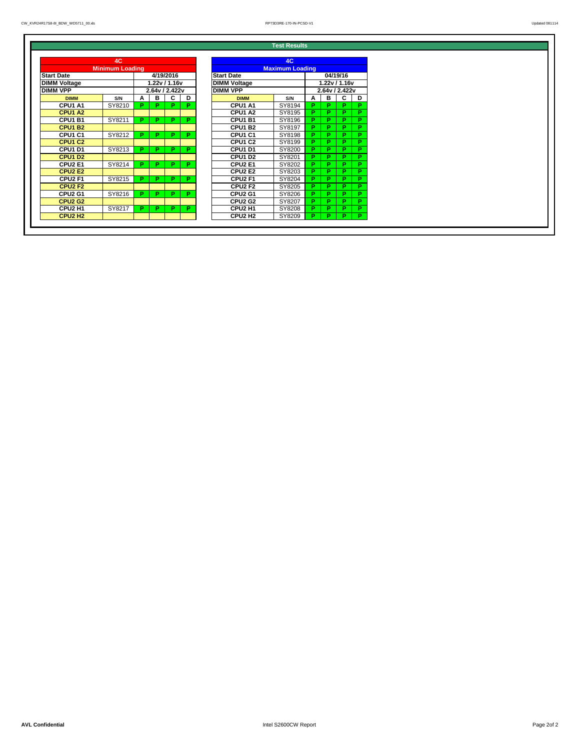## Test Results

| 4C Minimum Loading | | | | | |
|---|---|---|---|---|---|
| Start Date | | 4/19/2016 | | | |
| DIMM Voltage | | 1.22v / 1.16v | | | |
| DIMM VPP | | 2.64v / 2.422v | | | |
| DIMM | S/N | A | B | C | D |
| CPU1 A1 | SY8210 | P | P | P | P |
| CPU1 A2 | | | | | |
| CPU1 B1 | SY8211 | P | P | P | P |
| CPU1 B2 | | | | | |
| CPU1 C1 | SY8212 | P | P | P | P |
| CPU1 C2 | | | | | |
| CPU1 D1 | SY8213 | P | P | P | P |
| CPU1 D2 | | | | | |
| CPU2 E1 | SY8214 | P | P | P | P |
| CPU2 E2 | | | | | |
| CPU2 F1 | SY8215 | P | P | P | P |
| CPU2 F2 | | | | | |
| CPU2 G1 | SY8216 | P | P | P | P |
| CPU2 G2 | | | | | |
| CPU2 H1 | SY8217 | P | P | P | P |
| CPU2 H2 | | | | | |

| 4C Maximum Loading | | | | | |
|---|---|---|---|---|---|
| Start Date | | 04/19/16 | | | |
| DIMM Voltage | | 1.22v / 1.16v | | | |
| DIMM VPP | | 2.64v / 2.422v | | | |
| DIMM | S/N | A | B | C | D |
| CPU1 A1 | SY8194 | P | P | P | P |
| CPU1 A2 | SY8195 | P | P | P | P |
| CPU1 B1 | SY8196 | P | P | P | P |
| CPU1 B2 | SY8197 | P | P | P | P |
| CPU1 C1 | SY8198 | P | P | P | P |
| CPU1 C2 | SY8199 | P | P | P | P |
| CPU1 D1 | SY8200 | P | P | P | P |
| CPU1 D2 | SY8201 | P | P | P | P |
| CPU2 E1 | SY8202 | P | P | P | P |
| CPU2 E2 | SY8203 | P | P | P | P |
| CPU2 F1 | SY8204 | P | P | P | P |
| CPU2 F2 | SY8205 | P | P | P | P |
| CPU2 G1 | SY8206 | P | P | P | P |
| CPU2 G2 | SY8207 | P | P | P | P |
| CPU2 H1 | SY8208 | P | P | P | P |
| CPU2 H2 | SY8209 | P | P | P | P |